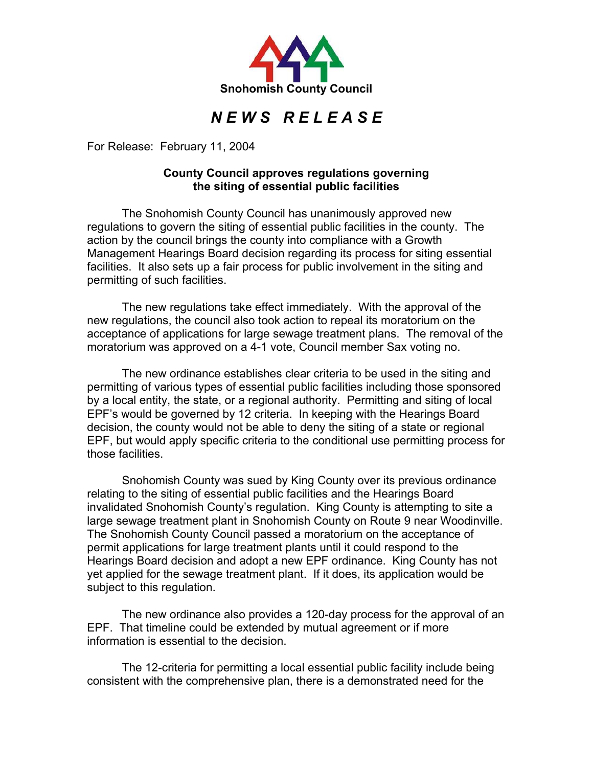**Snohomish County Council**

# *N E W S   R E L E A S E*

For Release: February 11, 2004

**County Council approves regulations governing the siting of essential public facilities**

The Snohomish County Council has unanimously approved new regulations to govern the siting of essential public facilities in the county. The action by the council brings the county into compliance with a Growth Management Hearings Board decision regarding its process for siting essential facilities. It also sets up a fair process for public involvement in the siting and permitting of such facilities.

The new regulations take effect immediately. With the approval of the new regulations, the council also took action to repeal its moratorium on the acceptance of applications for large sewage treatment plans. The removal of the moratorium was approved on a 4-1 vote, Council member Sax voting no.

The new ordinance establishes clear criteria to be used in the siting and permitting of various types of essential public facilities including those sponsored by a local entity, the state, or a regional authority. Permitting and siting of local EPF's would be governed by 12 criteria. In keeping with the Hearings Board decision, the county would not be able to deny the siting of a state or regional EPF, but would apply specific criteria to the conditional use permitting process for those facilities.

Snohomish County was sued by King County over its previous ordinance relating to the siting of essential public facilities and the Hearings Board invalidated Snohomish County's regulation. King County is attempting to site a large sewage treatment plant in Snohomish County on Route 9 near Woodinville. The Snohomish County Council passed a moratorium on the acceptance of permit applications for large treatment plants until it could respond to the Hearings Board decision and adopt a new EPF ordinance. King County has not yet applied for the sewage treatment plant. If it does, its application would be subject to this regulation.

The new ordinance also provides a 120-day process for the approval of an EPF. That timeline could be extended by mutual agreement or if more information is essential to the decision.

The 12-criteria for permitting a local essential public facility include being consistent with the comprehensive plan, there is a demonstrated need for the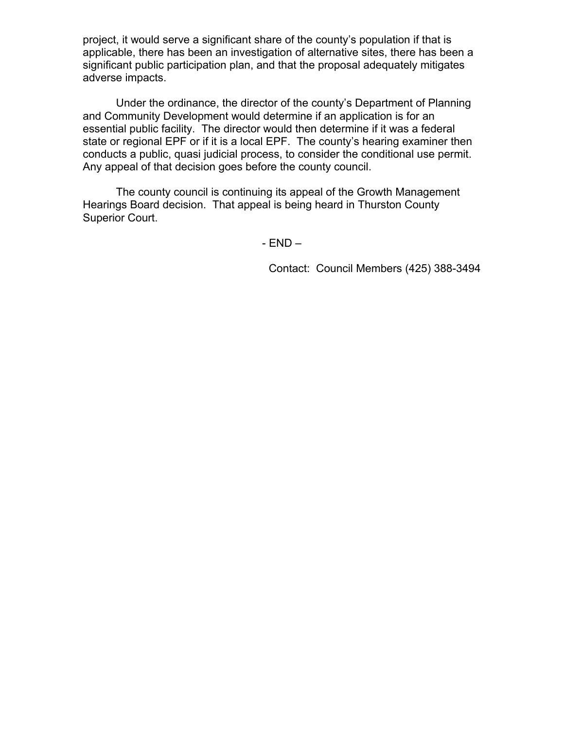project, it would serve a significant share of the county's population if that is applicable, there has been an investigation of alternative sites, there has been a significant public participation plan, and that the proposal adequately mitigates adverse impacts.

Under the ordinance, the director of the county's Department of Planning and Community Development would determine if an application is for an essential public facility. The director would then determine if it was a federal state or regional EPF or if it is a local EPF. The county's hearing examiner then conducts a public, quasi judicial process, to consider the conditional use permit. Any appeal of that decision goes before the county council.

The county council is continuing its appeal of the Growth Management Hearings Board decision. That appeal is being heard in Thurston County Superior Court.

- END –

Contact: Council Members (425) 388-3494